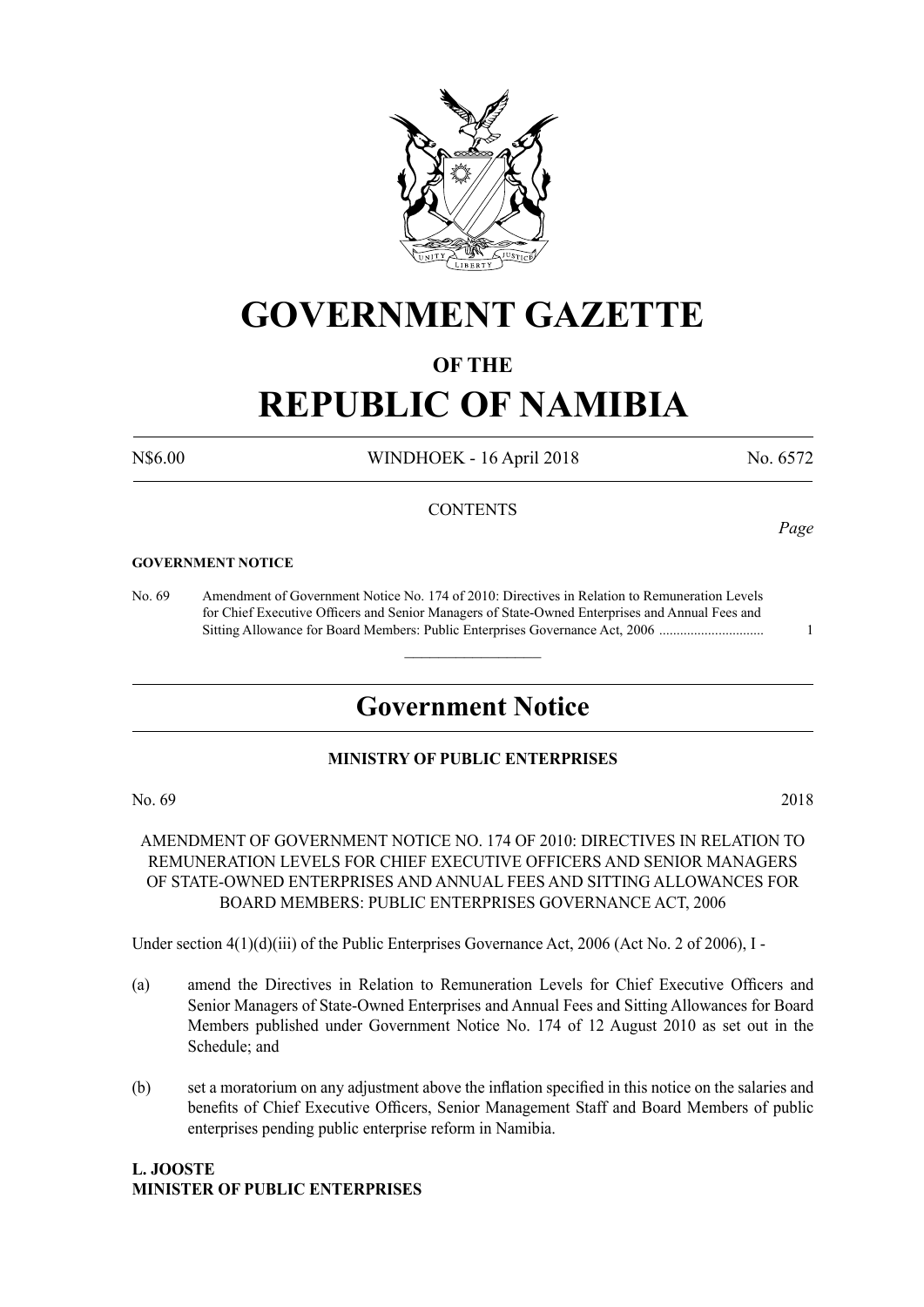# GOVERNMENT GAZETTE

## OF THE

# REPUBLIC OF NAMIBIA

N$6.00 WINDHOEK - 16 April 2018 No. 6572

CONTENTS

*Page*

**GOVERNMENT NOTICE**

No. 69 Amendment of Government Notice No. 174 of 2010: Directives in Relation to Remuneration Levels for Chief Executive Officers and Senior Managers of State-Owned Enterprises and Annual Fees and Sitting Allowance for Board Members: Public Enterprises Governance Act, 2006 .............................. 1

---

## Government Notice

**MINISTRY OF PUBLIC ENTERPRISES**

No. 69 2018

AMENDMENT OF GOVERNMENT NOTICE NO. 174 OF 2010: DIRECTIVES IN RELATION TO REMUNERATION LEVELS FOR CHIEF EXECUTIVE OFFICERS AND SENIOR MANAGERS OF STATE-OWNED ENTERPRISES AND ANNUAL FEES AND SITTING ALLOWANCES FOR BOARD MEMBERS: PUBLIC ENTERPRISES GOVERNANCE ACT, 2006

Under section 4(1)(d)(iii) of the Public Enterprises Governance Act, 2006 (Act No. 2 of 2006), I -

(a) amend the Directives in Relation to Remuneration Levels for Chief Executive Officers and Senior Managers of State-Owned Enterprises and Annual Fees and Sitting Allowances for Board Members published under Government Notice No. 174 of 12 August 2010 as set out in the Schedule; and

(b) set a moratorium on any adjustment above the inflation specified in this notice on the salaries and benefits of Chief Executive Officers, Senior Management Staff and Board Members of public enterprises pending public enterprise reform in Namibia.

**L. JOOSTE**
**MINISTER OF PUBLIC ENTERPRISES**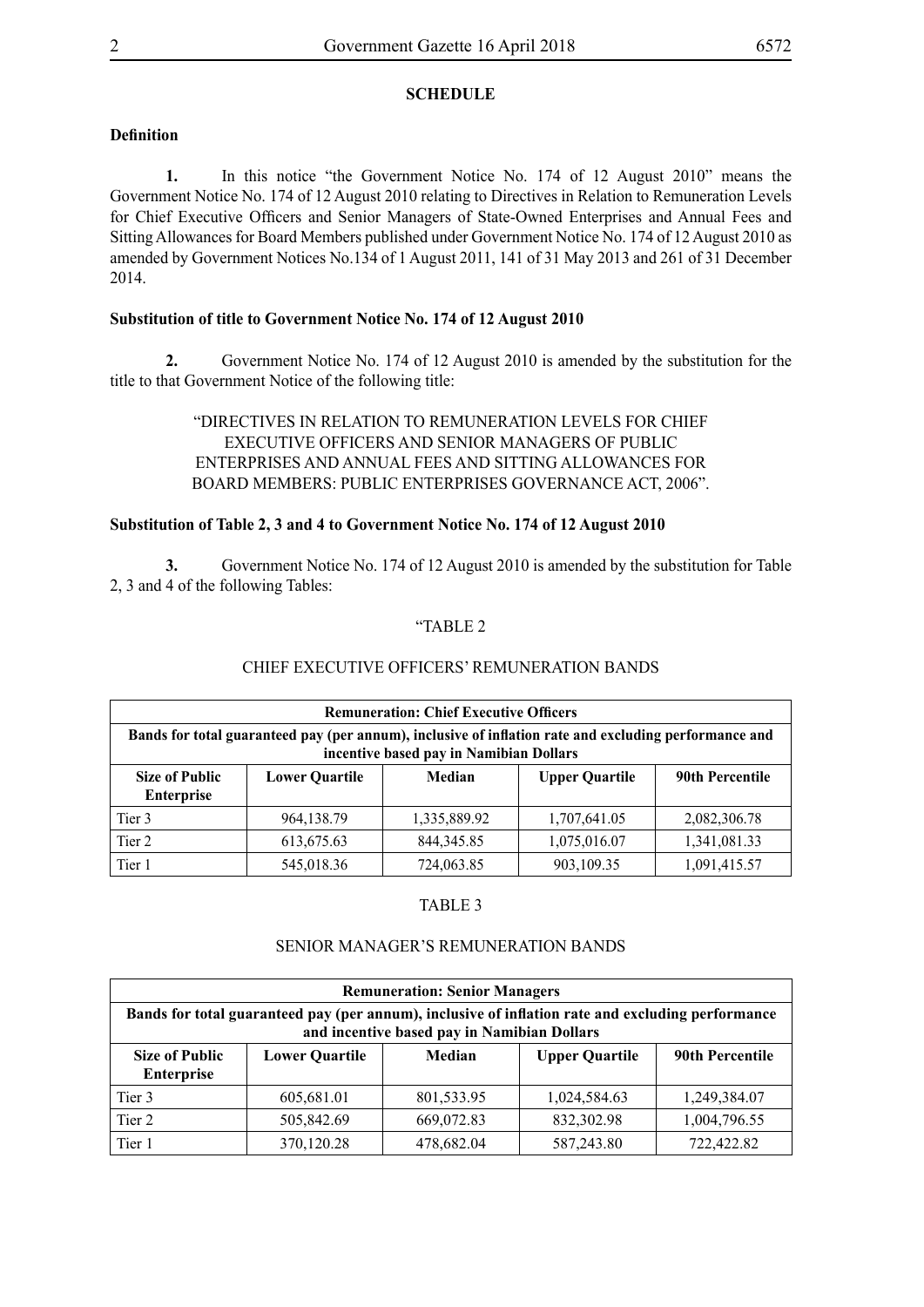## SCHEDULE

**Definition**

**1.** In this notice "the Government Notice No. 174 of 12 August 2010" means the Government Notice No. 174 of 12 August 2010 relating to Directives in Relation to Remuneration Levels for Chief Executive Officers and Senior Managers of State-Owned Enterprises and Annual Fees and Sitting Allowances for Board Members published under Government Notice No. 174 of 12 August 2010 as amended by Government Notices No.134 of 1 August 2011, 141 of 31 May 2013 and 261 of 31 December 2014.

**Substitution of title to Government Notice No. 174 of 12 August 2010**

**2.** Government Notice No. 174 of 12 August 2010 is amended by the substitution for the title to that Government Notice of the following title:

"DIRECTIVES IN RELATION TO REMUNERATION LEVELS FOR CHIEF EXECUTIVE OFFICERS AND SENIOR MANAGERS OF PUBLIC ENTERPRISES AND ANNUAL FEES AND SITTING ALLOWANCES FOR BOARD MEMBERS: PUBLIC ENTERPRISES GOVERNANCE ACT, 2006".

**Substitution of Table 2, 3 and 4 to Government Notice No. 174 of 12 August 2010**

**3.** Government Notice No. 174 of 12 August 2010 is amended by the substitution for Table 2, 3 and 4 of the following Tables:

"TABLE 2

CHIEF EXECUTIVE OFFICERS' REMUNERATION BANDS

| **Remuneration: Chief Executive Officers** | | | | |
|---|---|---|---|---|
| **Bands for total guaranteed pay (per annum), inclusive of inflation rate and excluding performance and incentive based pay in Namibian Dollars** | | | | |
| **Size of Public Enterprise** | **Lower Quartile** | **Median** | **Upper Quartile** | **90th Percentile** |
| Tier 3 | 964,138.79 | 1,335,889.92 | 1,707,641.05 | 2,082,306.78 |
| Tier 2 | 613,675.63 | 844,345.85 | 1,075,016.07 | 1,341,081.33 |
| Tier 1 | 545,018.36 | 724,063.85 | 903,109.35 | 1,091,415.57 |

TABLE 3

SENIOR MANAGER'S REMUNERATION BANDS

| **Remuneration: Senior Managers** | | | | |
|---|---|---|---|---|
| **Bands for total guaranteed pay (per annum), inclusive of inflation rate and excluding performance and incentive based pay in Namibian Dollars** | | | | |
| **Size of Public Enterprise** | **Lower Quartile** | **Median** | **Upper Quartile** | **90th Percentile** |
| Tier 3 | 605,681.01 | 801,533.95 | 1,024,584.63 | 1,249,384.07 |
| Tier 2 | 505,842.69 | 669,072.83 | 832,302.98 | 1,004,796.55 |
| Tier 1 | 370,120.28 | 478,682.04 | 587,243.80 | 722,422.82 |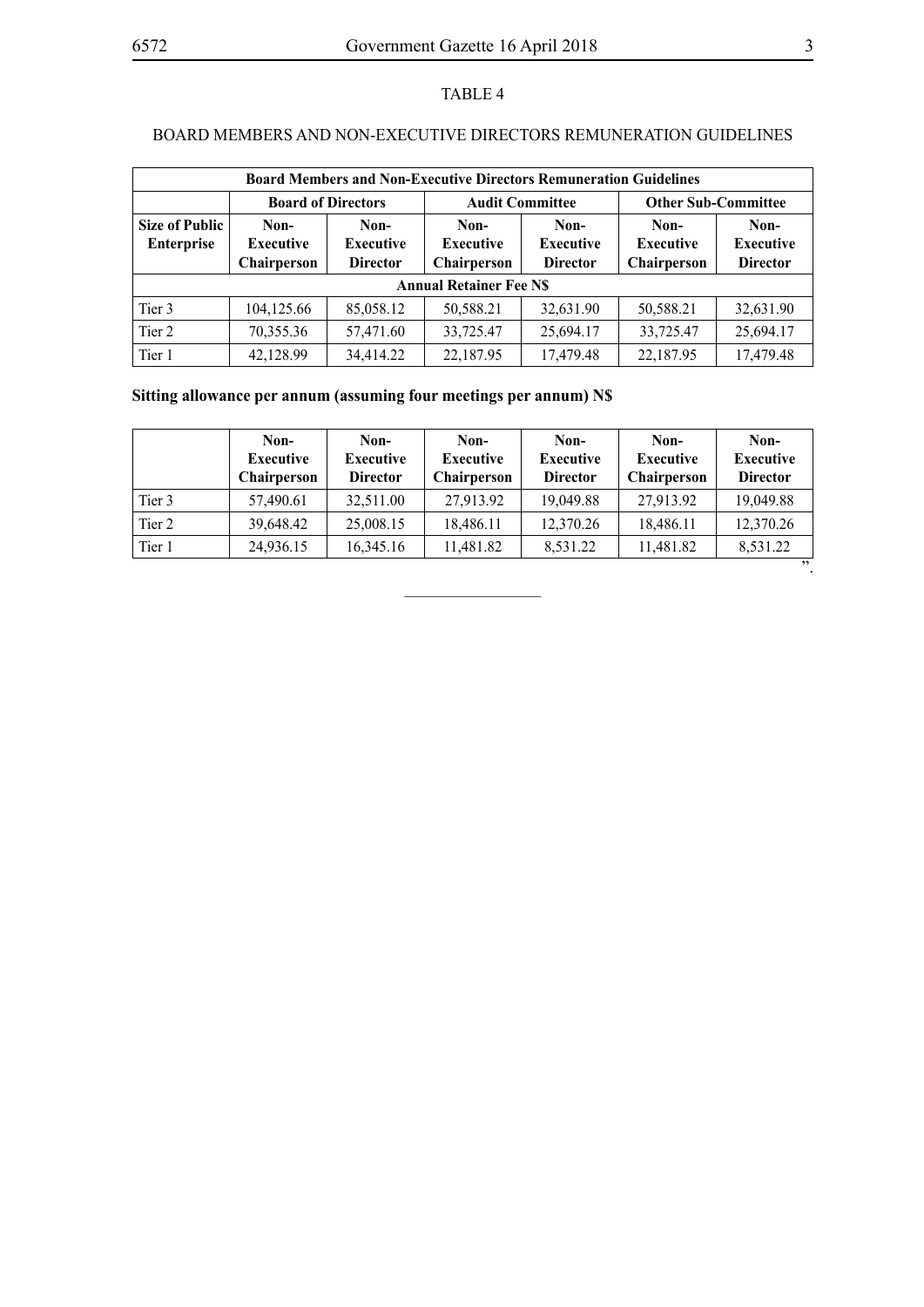TABLE 4

BOARD MEMBERS AND NON-EXECUTIVE DIRECTORS REMUNERATION GUIDELINES

| Board Members and Non-Executive Directors Remuneration Guidelines | | | | | | |
|---|---|---|---|---|---|---|
| | **Board of Directors** | | **Audit Committee** | | **Other Sub-Committee** | |
| **Size of Public Enterprise** | **Non-Executive Chairperson** | **Non-Executive Director** | **Non-Executive Chairperson** | **Non-Executive Director** | **Non-Executive Chairperson** | **Non-Executive Director** |
| **Annual Retainer Fee N$** | | | | | | |
| Tier 3 | 104,125.66 | 85,058.12 | 50,588.21 | 32,631.90 | 50,588.21 | 32,631.90 |
| Tier 2 | 70,355.36 | 57,471.60 | 33,725.47 | 25,694.17 | 33,725.47 | 25,694.17 |
| Tier 1 | 42,128.99 | 34,414.22 | 22,187.95 | 17,479.48 | 22,187.95 | 17,479.48 |

**Sitting allowance per annum (assuming four meetings per annum) N$**

| | **Non-Executive Chairperson** | **Non-Executive Director** | **Non-Executive Chairperson** | **Non-Executive Director** | **Non-Executive Chairperson** | **Non-Executive Director** |
|---|---|---|---|---|---|---|
| Tier 3 | 57,490.61 | 32,511.00 | 27,913.92 | 19,049.88 | 27,913.92 | 19,049.88 |
| Tier 2 | 39,648.42 | 25,008.15 | 18,486.11 | 12,370.26 | 18,486.11 | 12,370.26 |
| Tier 1 | 24,936.15 | 16,345.16 | 11,481.82 | 8,531.22 | 11,481.82 | 8,531.22 |

".